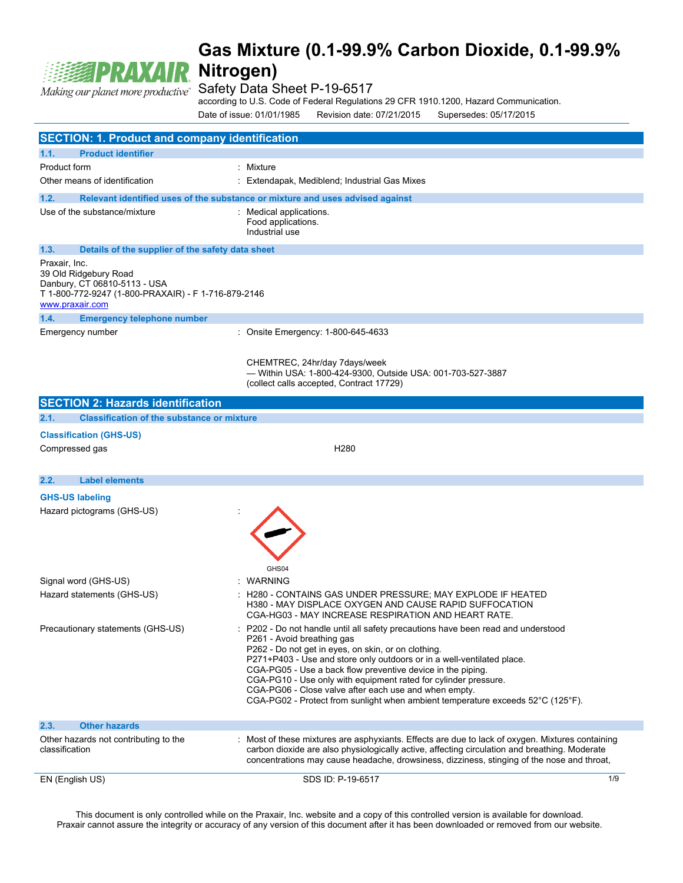# Gas Mixture (0.1-99.9% Carbon Dioxide, 0.1-99.9% Nitrogen)

Safety Data Sheet P-19-6517

according to U.S. Code of Federal Regulations 29 CFR 1910.1200, Hazard Communication.

Date of issue: 01/01/1985 Revision date: 07/21/2015 Supersedes: 05/17/2015

## SECTION: 1. Product and company identification

### 1.1. Product identifier

| | |
|---|---|
| Product form | : Mixture |
| Other means of identification | : Extendapak, Mediblend; Industrial Gas Mixes |

### 1.2. Relevant identified uses of the substance or mixture and uses advised against

| | |
|---|---|
| Use of the substance/mixture | : Medical applications.<br>Food applications.<br>Industrial use |

### 1.3. Details of the supplier of the safety data sheet

Praxair, Inc.
39 Old Ridgebury Road
Danbury, CT 06810-5113 - USA
T 1-800-772-9247 (1-800-PRAXAIR) - F 1-716-879-2146
www.praxair.com

### 1.4. Emergency telephone number

| | |
|---|---|
| Emergency number | : Onsite Emergency: 1-800-645-4633<br><br>CHEMTREC, 24hr/day 7days/week<br>— Within USA: 1-800-424-9300, Outside USA: 001-703-527-3887<br>(collect calls accepted, Contract 17729) |

## SECTION 2: Hazards identification

### 2.1. Classification of the substance or mixture

**Classification (GHS-US)**

| | |
|---|---|
| Compressed gas | H280 |

### 2.2. Label elements

**GHS-US labeling**

Hazard pictograms (GHS-US) :

GHS04

| | |
|---|---|
| Signal word (GHS-US) | : WARNING |
| Hazard statements (GHS-US) | : H280 - CONTAINS GAS UNDER PRESSURE; MAY EXPLODE IF HEATED<br>H380 - MAY DISPLACE OXYGEN AND CAUSE RAPID SUFFOCATION<br>CGA-HG03 - MAY INCREASE RESPIRATION AND HEART RATE. |
| Precautionary statements (GHS-US) | : P202 - Do not handle until all safety precautions have been read and understood<br>P261 - Avoid breathing gas<br>P262 - Do not get in eyes, on skin, or on clothing.<br>P271+P403 - Use and store only outdoors or in a well-ventilated place.<br>CGA-PG05 - Use a back flow preventive device in the piping.<br>CGA-PG10 - Use only with equipment rated for cylinder pressure.<br>CGA-PG06 - Close valve after each use and when empty.<br>CGA-PG02 - Protect from sunlight when ambient temperature exceeds 52°C (125°F). |

### 2.3. Other hazards

| | |
|---|---|
| Other hazards not contributing to the classification | : Most of these mixtures are asphyxiants. Effects are due to lack of oxygen. Mixtures containing carbon dioxide are also physiologically active, affecting circulation and breathing. Moderate concentrations may cause headache, drowsiness, dizziness, stinging of the nose and throat, |

This document is only controlled while on the Praxair, Inc. website and a copy of this controlled version is available for download. Praxair cannot assure the integrity or accuracy of any version of this document after it has been downloaded or removed from our website.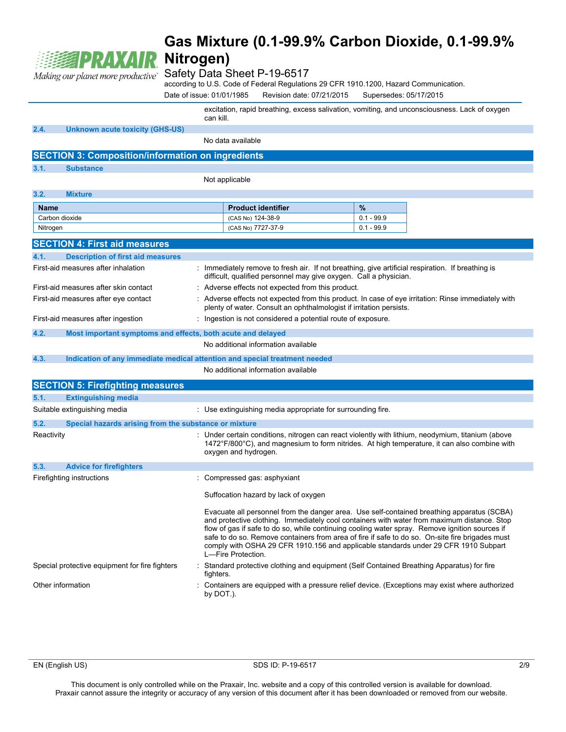excitation, rapid breathing, excess salivation, vomiting, and unconsciousness. Lack of oxygen can kill.

### 2.4. Unknown acute toxicity (GHS-US)

No data available

## SECTION 3: Composition/information on ingredients

### 3.1. Substance

Not applicable

### 3.2. Mixture

| Name | Product identifier | % |
|---|---|---|
| Carbon dioxide | (CAS No) 124-38-9 | 0.1 - 99.9 |
| Nitrogen | (CAS No) 7727-37-9 | 0.1 - 99.9 |

## SECTION 4: First aid measures

### 4.1. Description of first aid measures

First-aid measures after inhalation : Immediately remove to fresh air. If not breathing, give artificial respiration. If breathing is difficult, qualified personnel may give oxygen. Call a physician.

First-aid measures after skin contact : Adverse effects not expected from this product.

First-aid measures after eye contact : Adverse effects not expected from this product. In case of eye irritation: Rinse immediately with plenty of water. Consult an ophthalmologist if irritation persists.

First-aid measures after ingestion : Ingestion is not considered a potential route of exposure.

### 4.2. Most important symptoms and effects, both acute and delayed

No additional information available

### 4.3. Indication of any immediate medical attention and special treatment needed

No additional information available

## SECTION 5: Firefighting measures

### 5.1. Extinguishing media

Suitable extinguishing media : Use extinguishing media appropriate for surrounding fire.

### 5.2. Special hazards arising from the substance or mixture

Reactivity : Under certain conditions, nitrogen can react violently with lithium, neodymium, titanium (above 1472°F/800°C), and magnesium to form nitrides. At high temperature, it can also combine with oxygen and hydrogen.

### 5.3. Advice for firefighters

Firefighting instructions : Compressed gas: asphyxiant

Suffocation hazard by lack of oxygen

Evacuate all personnel from the danger area. Use self-contained breathing apparatus (SCBA) and protective clothing. Immediately cool containers with water from maximum distance. Stop flow of gas if safe to do so, while continuing cooling water spray. Remove ignition sources if safe to do so. Remove containers from area of fire if safe to do so. On-site fire brigades must comply with OSHA 29 CFR 1910.156 and applicable standards under 29 CFR 1910 Subpart L—Fire Protection.

Special protective equipment for fire fighters : Standard protective clothing and equipment (Self Contained Breathing Apparatus) for fire fighters.

Other information : Containers are equipped with a pressure relief device. (Exceptions may exist where authorized by DOT.).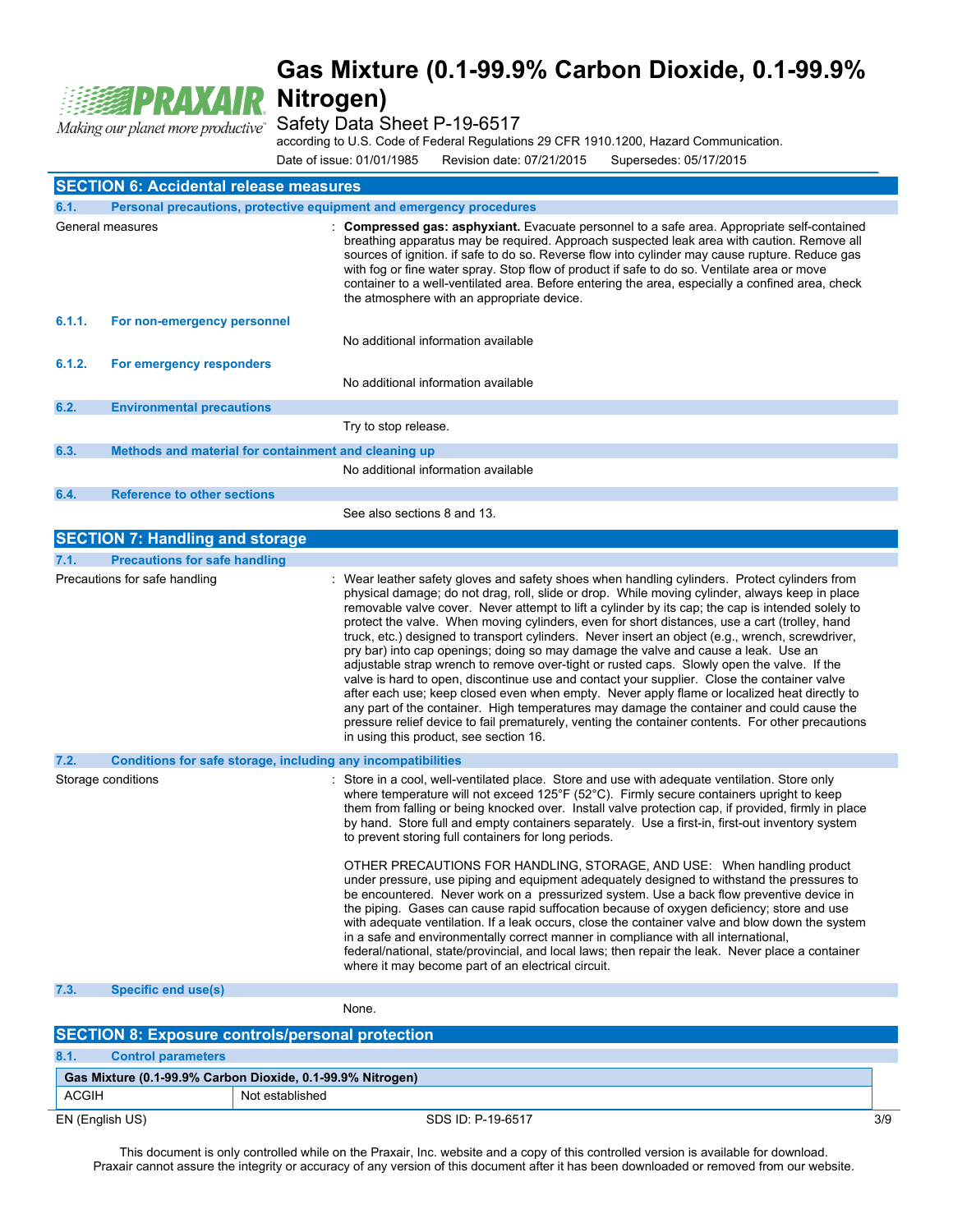## SECTION 6: Accidental release measures

### 6.1. Personal precautions, protective equipment and emergency procedures

General measures : **Compressed gas: asphyxiant.** Evacuate personnel to a safe area. Appropriate self-contained breathing apparatus may be required. Approach suspected leak area with caution. Remove all sources of ignition. if safe to do so. Reverse flow into cylinder may cause rupture. Reduce gas with fog or fine water spray. Stop flow of product if safe to do so. Ventilate area or move container to a well-ventilated area. Before entering the area, especially a confined area, check the atmosphere with an appropriate device.

#### 6.1.1. For non-emergency personnel

No additional information available

#### 6.1.2. For emergency responders

No additional information available

### 6.2. Environmental precautions

Try to stop release.

### 6.3. Methods and material for containment and cleaning up

No additional information available

### 6.4. Reference to other sections

See also sections 8 and 13.

## SECTION 7: Handling and storage

### 7.1. Precautions for safe handling

Precautions for safe handling : Wear leather safety gloves and safety shoes when handling cylinders. Protect cylinders from physical damage; do not drag, roll, slide or drop. While moving cylinder, always keep in place removable valve cover. Never attempt to lift a cylinder by its cap; the cap is intended solely to protect the valve. When moving cylinders, even for short distances, use a cart (trolley, hand truck, etc.) designed to transport cylinders. Never insert an object (e.g., wrench, screwdriver, pry bar) into cap openings; doing so may damage the valve and cause a leak. Use an adjustable strap wrench to remove over-tight or rusted caps. Slowly open the valve. If the valve is hard to open, discontinue use and contact your supplier. Close the container valve after each use; keep closed even when empty. Never apply flame or localized heat directly to any part of the container. High temperatures may damage the container and could cause the pressure relief device to fail prematurely, venting the container contents. For other precautions in using this product, see section 16.

### 7.2. Conditions for safe storage, including any incompatibilities

Storage conditions : Store in a cool, well-ventilated place. Store and use with adequate ventilation. Store only where temperature will not exceed 125°F (52°C). Firmly secure containers upright to keep them from falling or being knocked over. Install valve protection cap, if provided, firmly in place by hand. Store full and empty containers separately. Use a first-in, first-out inventory system to prevent storing full containers for long periods.

OTHER PRECAUTIONS FOR HANDLING, STORAGE, AND USE: When handling product under pressure, use piping and equipment adequately designed to withstand the pressures to be encountered. Never work on a pressurized system. Use a back flow preventive device in the piping. Gases can cause rapid suffocation because of oxygen deficiency; store and use with adequate ventilation. If a leak occurs, close the container valve and blow down the system in a safe and environmentally correct manner in compliance with all international, federal/national, state/provincial, and local laws; then repair the leak. Never place a container where it may become part of an electrical circuit.

### 7.3. Specific end use(s)

None.

## SECTION 8: Exposure controls/personal protection

### 8.1. Control parameters

| Gas Mixture (0.1-99.9% Carbon Dioxide, 0.1-99.9% Nitrogen) | |
|---|---|
| ACGIH | Not established |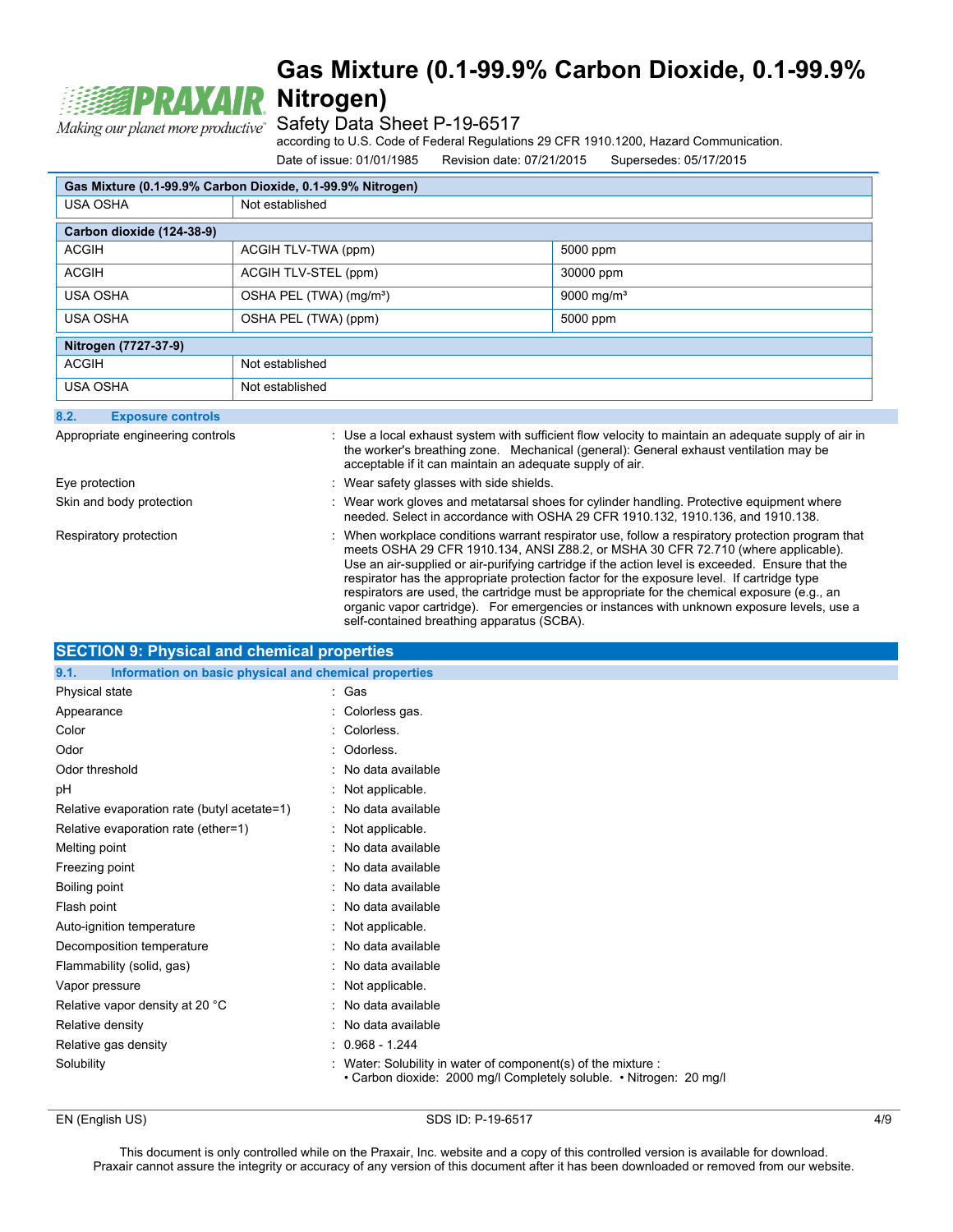| Gas Mixture (0.1-99.9% Carbon Dioxide, 0.1-99.9% Nitrogen) | | |
|---|---|---|
| USA OSHA | Not established | |
| **Carbon dioxide (124-38-9)** | | |
| ACGIH | ACGIH TLV-TWA (ppm) | 5000 ppm |
| ACGIH | ACGIH TLV-STEL (ppm) | 30000 ppm |
| USA OSHA | OSHA PEL (TWA) (mg/m³) | 9000 mg/m³ |
| USA OSHA | OSHA PEL (TWA) (ppm) | 5000 ppm |
| **Nitrogen (7727-37-9)** | | |
| ACGIH | Not established | |
| USA OSHA | Not established | |

### 8.2. Exposure controls

Appropriate engineering controls : Use a local exhaust system with sufficient flow velocity to maintain an adequate supply of air in the worker's breathing zone. Mechanical (general): General exhaust ventilation may be acceptable if it can maintain an adequate supply of air.

Eye protection : Wear safety glasses with side shields.

Skin and body protection : Wear work gloves and metatarsal shoes for cylinder handling. Protective equipment where needed. Select in accordance with OSHA 29 CFR 1910.132, 1910.136, and 1910.138.

Respiratory protection : When workplace conditions warrant respirator use, follow a respiratory protection program that meets OSHA 29 CFR 1910.134, ANSI Z88.2, or MSHA 30 CFR 72.710 (where applicable). Use an air-supplied or air-purifying cartridge if the action level is exceeded. Ensure that the respirator has the appropriate protection factor for the exposure level. If cartridge type respirators are used, the cartridge must be appropriate for the chemical exposure (e.g., an organic vapor cartridge). For emergencies or instances with unknown exposure levels, use a self-contained breathing apparatus (SCBA).

## SECTION 9: Physical and chemical properties

### 9.1. Information on basic physical and chemical properties

| | |
|---|---|
| Physical state | : Gas |
| Appearance | : Colorless gas. |
| Color | : Colorless. |
| Odor | : Odorless. |
| Odor threshold | : No data available |
| pH | : Not applicable. |
| Relative evaporation rate (butyl acetate=1) | : No data available |
| Relative evaporation rate (ether=1) | : Not applicable. |
| Melting point | : No data available |
| Freezing point | : No data available |
| Boiling point | : No data available |
| Flash point | : No data available |
| Auto-ignition temperature | : Not applicable. |
| Decomposition temperature | : No data available |
| Flammability (solid, gas) | : No data available |
| Vapor pressure | : Not applicable. |
| Relative vapor density at 20 °C | : No data available |
| Relative density | : No data available |
| Relative gas density | : 0.968 - 1.244 |
| Solubility | : Water: Solubility in water of component(s) of the mixture : • Carbon dioxide: 2000 mg/l Completely soluble. • Nitrogen: 20 mg/l |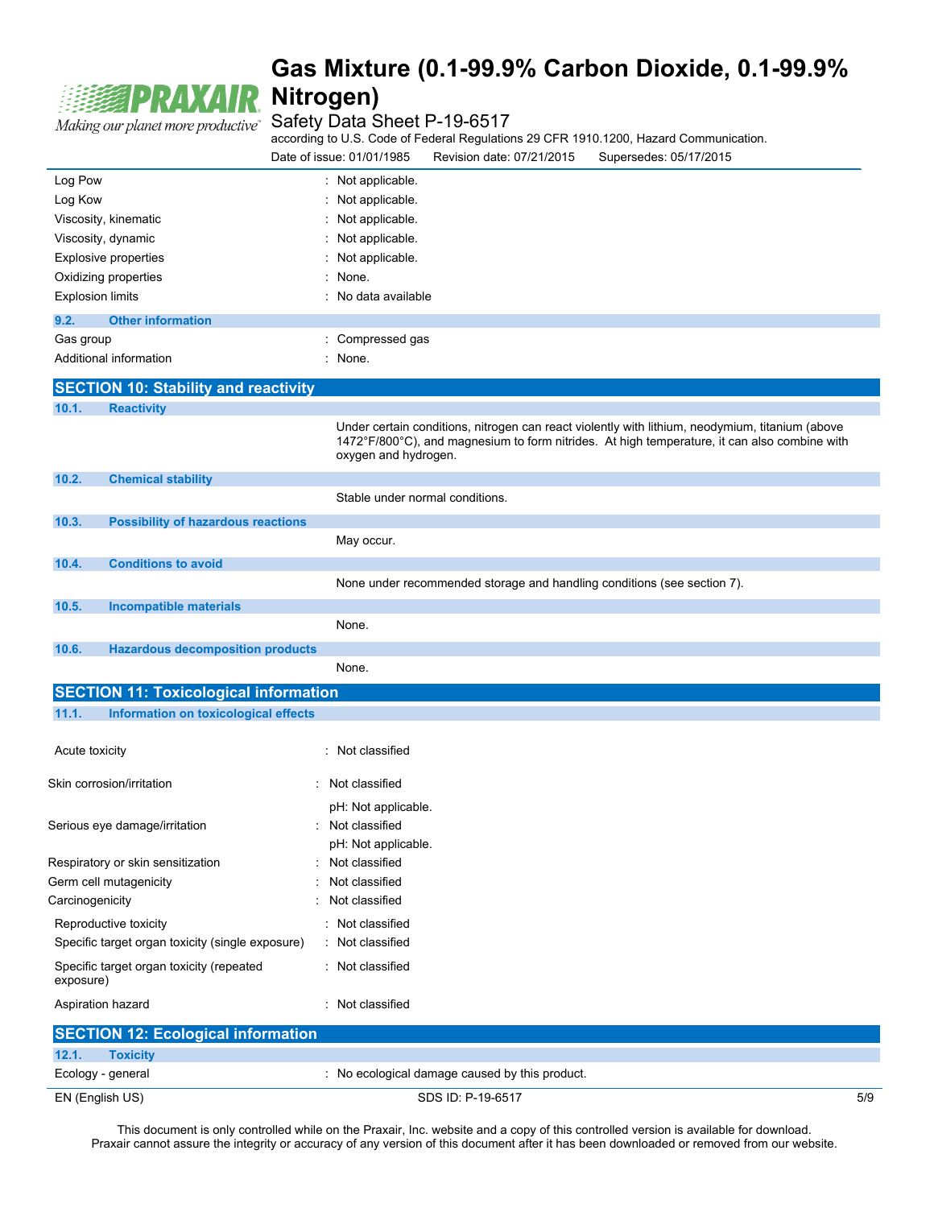| | |
|---|---|
| Log Pow | : Not applicable. |
| Log Kow | : Not applicable. |
| Viscosity, kinematic | : Not applicable. |
| Viscosity, dynamic | : Not applicable. |
| Explosive properties | : Not applicable. |
| Oxidizing properties | : None. |
| Explosion limits | : No data available |

### 9.2. Other information

| | |
|---|---|
| Gas group | : Compressed gas |
| Additional information | : None. |

## SECTION 10: Stability and reactivity

### 10.1. Reactivity

Under certain conditions, nitrogen can react violently with lithium, neodymium, titanium (above 1472°F/800°C), and magnesium to form nitrides. At high temperature, it can also combine with oxygen and hydrogen.

### 10.2. Chemical stability

Stable under normal conditions.

### 10.3. Possibility of hazardous reactions

May occur.

### 10.4. Conditions to avoid

None under recommended storage and handling conditions (see section 7).

### 10.5. Incompatible materials

None.

### 10.6. Hazardous decomposition products

None.

## SECTION 11: Toxicological information

### 11.1. Information on toxicological effects

| | |
|---|---|
| Acute toxicity | : Not classified |
| Skin corrosion/irritation | : Not classified<br>pH: Not applicable. |
| Serious eye damage/irritation | : Not classified<br>pH: Not applicable. |
| Respiratory or skin sensitization | : Not classified |
| Germ cell mutagenicity | : Not classified |
| Carcinogenicity | : Not classified |
| Reproductive toxicity | : Not classified |
| Specific target organ toxicity (single exposure) | : Not classified |
| Specific target organ toxicity (repeated exposure) | : Not classified |
| Aspiration hazard | : Not classified |

## SECTION 12: Ecological information

### 12.1. Toxicity

| | |
|---|---|
| Ecology - general | : No ecological damage caused by this product. |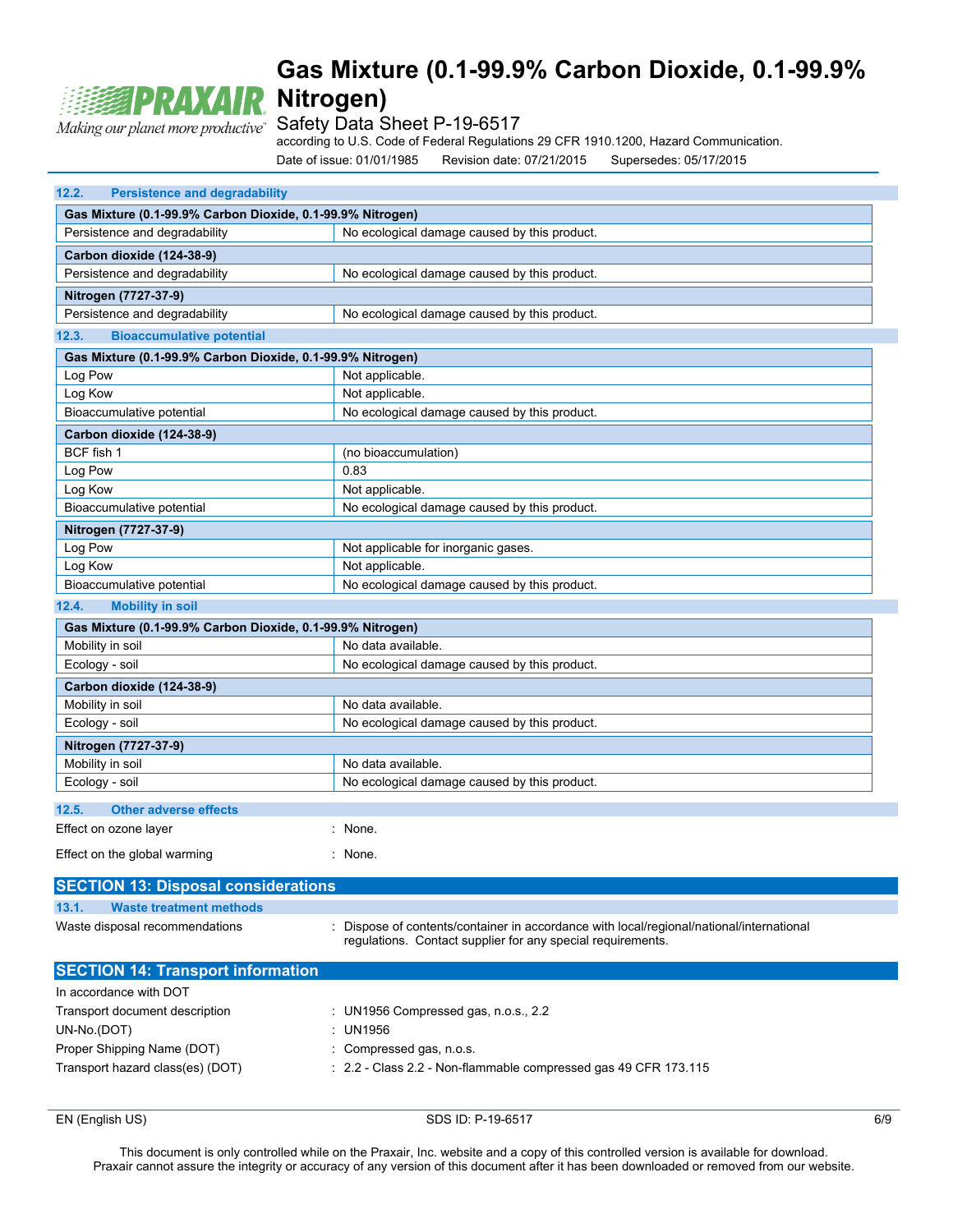### 12.2. Persistence and degradability

| Gas Mixture (0.1-99.9% Carbon Dioxide, 0.1-99.9% Nitrogen) | |
|---|---|
| Persistence and degradability | No ecological damage caused by this product. |
| **Carbon dioxide (124-38-9)** | |
| Persistence and degradability | No ecological damage caused by this product. |
| **Nitrogen (7727-37-9)** | |
| Persistence and degradability | No ecological damage caused by this product. |

### 12.3. Bioaccumulative potential

| Gas Mixture (0.1-99.9% Carbon Dioxide, 0.1-99.9% Nitrogen) | |
|---|---|
| Log Pow | Not applicable. |
| Log Kow | Not applicable. |
| Bioaccumulative potential | No ecological damage caused by this product. |
| **Carbon dioxide (124-38-9)** | |
| BCF fish 1 | (no bioaccumulation) |
| Log Pow | 0.83 |
| Log Kow | Not applicable. |
| Bioaccumulative potential | No ecological damage caused by this product. |
| **Nitrogen (7727-37-9)** | |
| Log Pow | Not applicable for inorganic gases. |
| Log Kow | Not applicable. |
| Bioaccumulative potential | No ecological damage caused by this product. |

### 12.4. Mobility in soil

| Gas Mixture (0.1-99.9% Carbon Dioxide, 0.1-99.9% Nitrogen) | |
|---|---|
| Mobility in soil | No data available. |
| Ecology - soil | No ecological damage caused by this product. |
| **Carbon dioxide (124-38-9)** | |
| Mobility in soil | No data available. |
| Ecology - soil | No ecological damage caused by this product. |
| **Nitrogen (7727-37-9)** | |
| Mobility in soil | No data available. |
| Ecology - soil | No ecological damage caused by this product. |

### 12.5. Other adverse effects

Effect on ozone layer : None.

Effect on the global warming : None.

## SECTION 13: Disposal considerations

### 13.1. Waste treatment methods

Waste disposal recommendations : Dispose of contents/container in accordance with local/regional/national/international regulations. Contact supplier for any special requirements.

## SECTION 14: Transport information

In accordance with DOT

Transport document description : UN1956 Compressed gas, n.o.s., 2.2

UN-No.(DOT) : UN1956

Proper Shipping Name (DOT) : Compressed gas, n.o.s.

Transport hazard class(es) (DOT) : 2.2 - Class 2.2 - Non-flammable compressed gas 49 CFR 173.115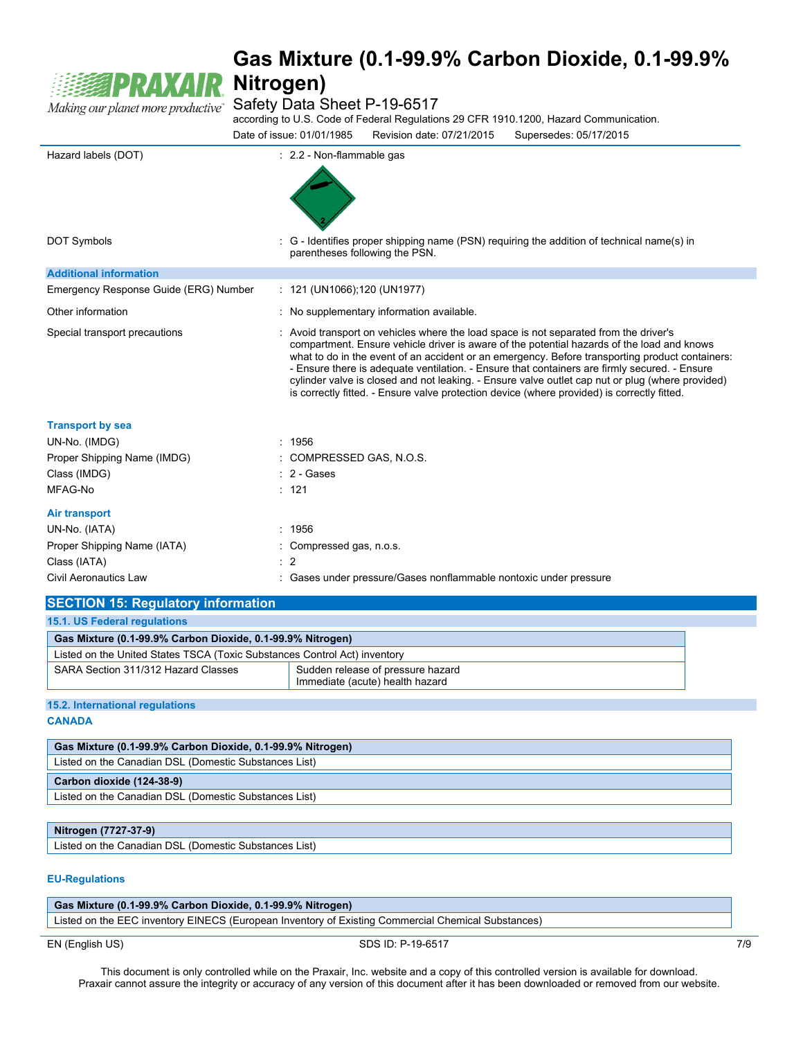| | |
|---|---|
| Hazard labels (DOT) | : 2.2 - Non-flammable gas |
| DOT Symbols | : G - Identifies proper shipping name (PSN) requiring the addition of technical name(s) in parentheses following the PSN. |

**Additional information**

| | |
|---|---|
| Emergency Response Guide (ERG) Number | : 121 (UN1066);120 (UN1977) |
| Other information | : No supplementary information available. |
| Special transport precautions | : Avoid transport on vehicles where the load space is not separated from the driver's compartment. Ensure vehicle driver is aware of the potential hazards of the load and knows what to do in the event of an accident or an emergency. Before transporting product containers: - Ensure there is adequate ventilation. - Ensure that containers are firmly secured. - Ensure cylinder valve is closed and not leaking. - Ensure valve outlet cap nut or plug (where provided) is correctly fitted. - Ensure valve protection device (where provided) is correctly fitted. |

**Transport by sea**

| | |
|---|---|
| UN-No. (IMDG) | : 1956 |
| Proper Shipping Name (IMDG) | : COMPRESSED GAS, N.O.S. |
| Class (IMDG) | : 2 - Gases |
| MFAG-No | : 121 |

**Air transport**

| | |
|---|---|
| UN-No. (IATA) | : 1956 |
| Proper Shipping Name (IATA) | : Compressed gas, n.o.s. |
| Class (IATA) | : 2 |
| Civil Aeronautics Law | : Gases under pressure/Gases nonflammable nontoxic under pressure |

## SECTION 15: Regulatory information

### 15.1. US Federal regulations

| Gas Mixture (0.1-99.9% Carbon Dioxide, 0.1-99.9% Nitrogen) | |
|---|---|
| Listed on the United States TSCA (Toxic Substances Control Act) inventory | |
| SARA Section 311/312 Hazard Classes | Sudden release of pressure hazard<br>Immediate (acute) health hazard |

### 15.2. International regulations

**CANADA**

| Gas Mixture (0.1-99.9% Carbon Dioxide, 0.1-99.9% Nitrogen) |
|---|
| Listed on the Canadian DSL (Domestic Substances List) |

| Carbon dioxide (124-38-9) |
|---|
| Listed on the Canadian DSL (Domestic Substances List) |

| Nitrogen (7727-37-9) |
|---|
| Listed on the Canadian DSL (Domestic Substances List) |

**EU-Regulations**

| Gas Mixture (0.1-99.9% Carbon Dioxide, 0.1-99.9% Nitrogen) |
|---|
| Listed on the EEC inventory EINECS (European Inventory of Existing Commercial Chemical Substances) |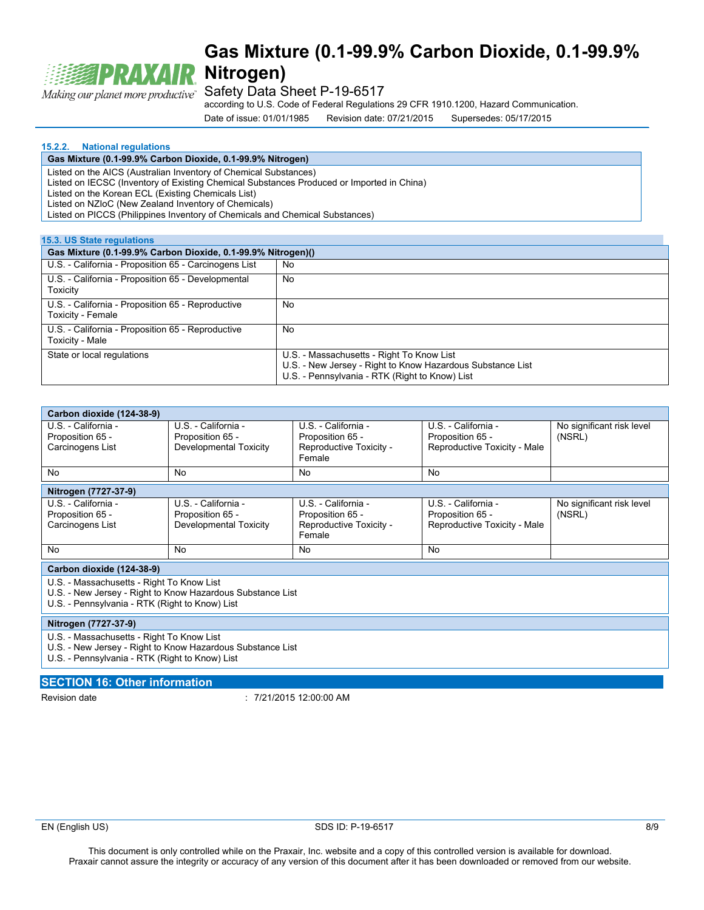#### 15.2.2. National regulations

| Gas Mixture (0.1-99.9% Carbon Dioxide, 0.1-99.9% Nitrogen) |
|---|
| Listed on the AICS (Australian Inventory of Chemical Substances)<br>Listed on IECSC (Inventory of Existing Chemical Substances Produced or Imported in China)<br>Listed on the Korean ECL (Existing Chemicals List)<br>Listed on NZIoC (New Zealand Inventory of Chemicals)<br>Listed on PICCS (Philippines Inventory of Chemicals and Chemical Substances) |

### 15.3. US State regulations

| Gas Mixture (0.1-99.9% Carbon Dioxide, 0.1-99.9% Nitrogen)() | |
|---|---|
| U.S. - California - Proposition 65 - Carcinogens List | No |
| U.S. - California - Proposition 65 - Developmental Toxicity | No |
| U.S. - California - Proposition 65 - Reproductive Toxicity - Female | No |
| U.S. - California - Proposition 65 - Reproductive Toxicity - Male | No |
| State or local regulations | U.S. - Massachusetts - Right To Know List<br>U.S. - New Jersey - Right to Know Hazardous Substance List<br>U.S. - Pennsylvania - RTK (Right to Know) List |

| Carbon dioxide (124-38-9) | | | | |
|---|---|---|---|---|
| U.S. - California - Proposition 65 - Carcinogens List | U.S. - California - Proposition 65 - Developmental Toxicity | U.S. - California - Proposition 65 - Reproductive Toxicity - Female | U.S. - California - Proposition 65 - Reproductive Toxicity - Male | No significant risk level (NSRL) |
| No | No | No | No | |
| **Nitrogen (7727-37-9)** | | | | |
| U.S. - California - Proposition 65 - Carcinogens List | U.S. - California - Proposition 65 - Developmental Toxicity | U.S. - California - Proposition 65 - Reproductive Toxicity - Female | U.S. - California - Proposition 65 - Reproductive Toxicity - Male | No significant risk level (NSRL) |
| No | No | No | No | |

| Carbon dioxide (124-38-9) |
|---|
| U.S. - Massachusetts - Right To Know List<br>U.S. - New Jersey - Right to Know Hazardous Substance List<br>U.S. - Pennsylvania - RTK (Right to Know) List |
| **Nitrogen (7727-37-9)** |
| U.S. - Massachusetts - Right To Know List<br>U.S. - New Jersey - Right to Know Hazardous Substance List<br>U.S. - Pennsylvania - RTK (Right to Know) List |

## SECTION 16: Other information

Revision date : 7/21/2015 12:00:00 AM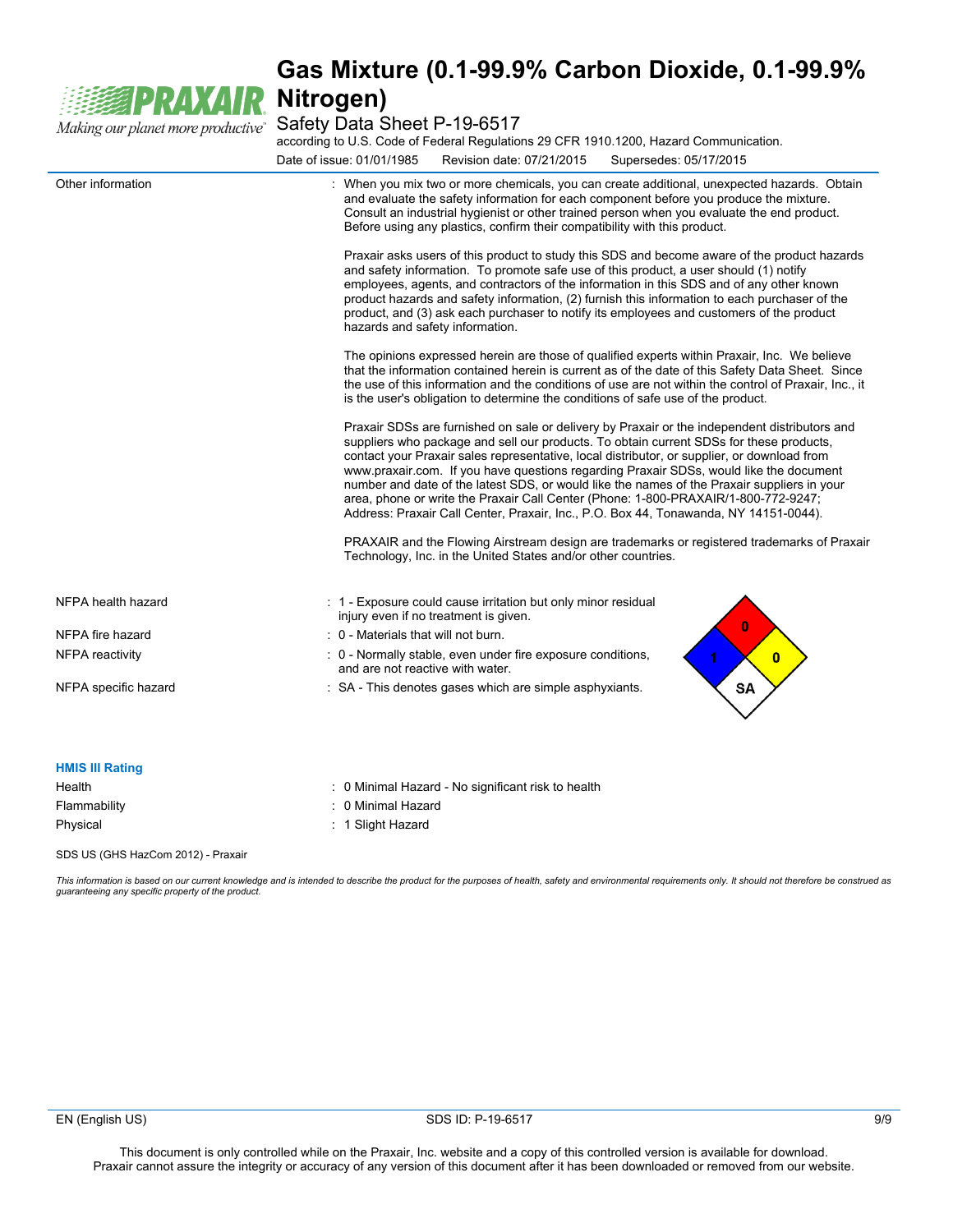| | |
|---|---|
| Other information | : When you mix two or more chemicals, you can create additional, unexpected hazards. Obtain and evaluate the safety information for each component before you produce the mixture. Consult an industrial hygienist or other trained person when you evaluate the end product. Before using any plastics, confirm their compatibility with this product.<br><br>Praxair asks users of this product to study this SDS and become aware of the product hazards and safety information. To promote safe use of this product, a user should (1) notify employees, agents, and contractors of the information in this SDS and of any other known product hazards and safety information, (2) furnish this information to each purchaser of the product, and (3) ask each purchaser to notify its employees and customers of the product hazards and safety information.<br><br>The opinions expressed herein are those of qualified experts within Praxair, Inc. We believe that the information contained herein is current as of the date of this Safety Data Sheet. Since the use of this information and the conditions of use are not within the control of Praxair, Inc., it is the user's obligation to determine the conditions of safe use of the product.<br><br>Praxair SDSs are furnished on sale or delivery by Praxair or the independent distributors and suppliers who package and sell our products. To obtain current SDSs for these products, contact your Praxair sales representative, local distributor, or supplier, or download from www.praxair.com. If you have questions regarding Praxair SDSs, would like the document number and date of the latest SDS, or would like the names of the Praxair suppliers in your area, phone or write the Praxair Call Center (Phone: 1-800-PRAXAIR/1-800-772-9247; Address: Praxair Call Center, Praxair, Inc., P.O. Box 44, Tonawanda, NY 14151-0044).<br><br>PRAXAIR and the Flowing Airstream design are trademarks or registered trademarks of Praxair Technology, Inc. in the United States and/or other countries. |

| | |
|---|---|
| NFPA health hazard | : 1 - Exposure could cause irritation but only minor residual injury even if no treatment is given. |
| NFPA fire hazard | : 0 - Materials that will not burn. |
| NFPA reactivity | : 0 - Normally stable, even under fire exposure conditions, and are not reactive with water. |
| NFPA specific hazard | : SA - This denotes gases which are simple asphyxiants. |

0

1

0

SA

### HMIS III Rating

| | |
|---|---|
| Health | : 0 Minimal Hazard - No significant risk to health |
| Flammability | : 0 Minimal Hazard |
| Physical | : 1 Slight Hazard |

SDS US (GHS HazCom 2012) - Praxair

*This information is based on our current knowledge and is intended to describe the product for the purposes of health, safety and environmental requirements only. It should not therefore be construed as guaranteeing any specific property of the product.*